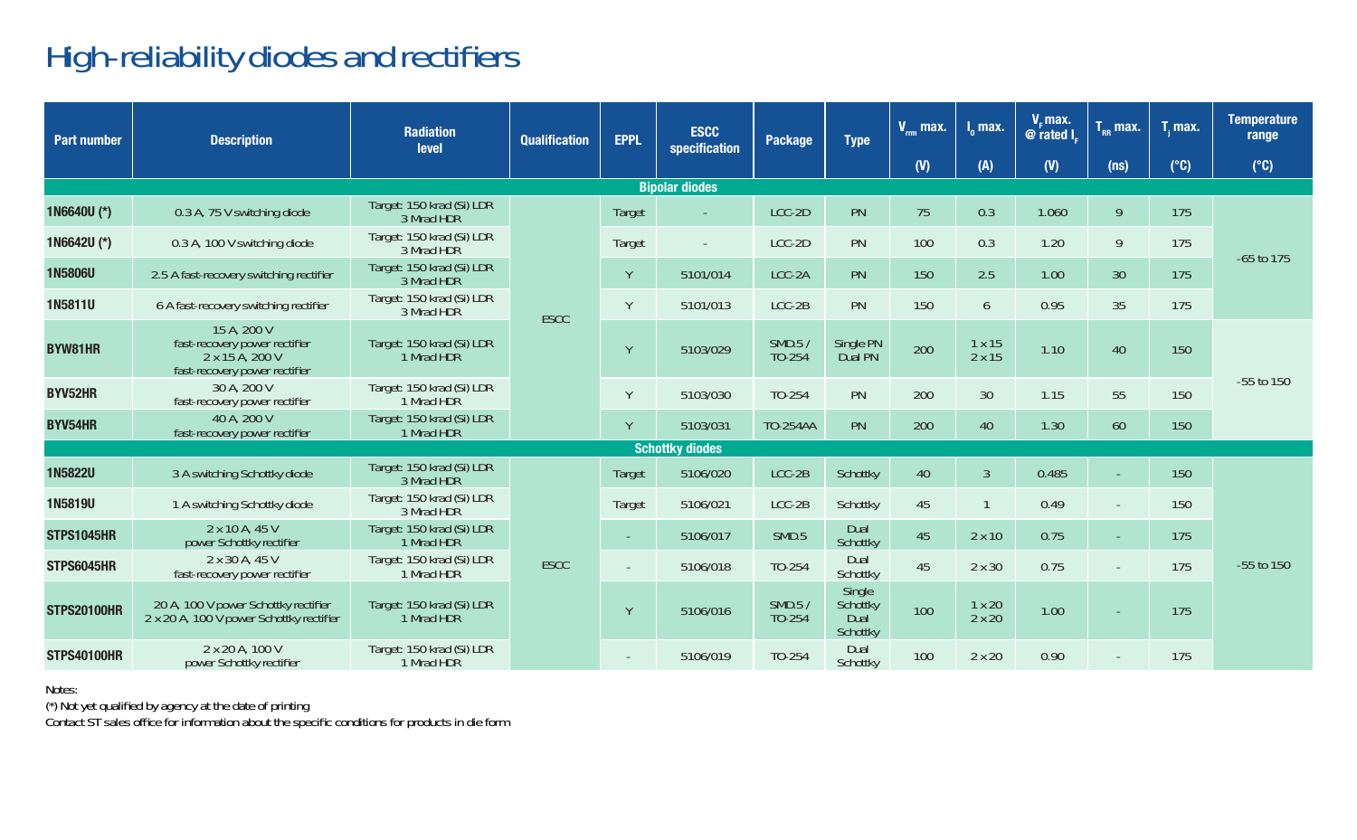# High-reliability diodes and rectifiers

| Part number | Description | Radiation level | Qualification | EPPL | ESCC specification | Package | Type | $V_{rrm}$ max. (V) | $I_o$ max. (A) | $V_F$ max. @ rated $I_F$ (V) | $T_{RR}$ max. (ns) | $T_j$ max. (°C) | Temperature range (°C) |
|---|---|---|---|---|---|---|---|---|---|---|---|---|---|
| **Bipolar diodes** | | | | | | | | | | | | | |
| **1N6640U (*)** | 0.3 A, 75 V switching diode | Target: 150 krad (Si) LDR 3 Mrad HDR | ESCC | Target | - | LCC-2D | PN | 75 | 0.3 | 1.060 | 9 | 175 | -65 to 175 |
| **1N6642U (*)** | 0.3 A, 100 V switching diode | Target: 150 krad (Si) LDR 3 Mrad HDR | ESCC | Target | - | LCC-2D | PN | 100 | 0.3 | 1.20 | 9 | 175 | -65 to 175 |
| **1N5806U** | 2.5 A fast-recovery switching rectifier | Target: 150 krad (Si) LDR 3 Mrad HDR | ESCC | Y | 5101/014 | LCC-2A | PN | 150 | 2.5 | 1.00 | 30 | 175 | -65 to 175 |
| **1N5811U** | 6 A fast-recovery switching rectifier | Target: 150 krad (Si) LDR 3 Mrad HDR | ESCC | Y | 5101/013 | LCC-2B | PN | 150 | 6 | 0.95 | 35 | 175 | -65 to 175 |
| **BYW81HR** | 15 A, 200 V fast-recovery power rectifier 2 x 15 A, 200 V fast-recovery power rectifier | Target: 150 krad (Si) LDR 1 Mrad HDR | ESCC | Y | 5103/029 | SMD.5 / TO-254 | Single PN Dual PN | 200 | 1 x 15 2 x 15 | 1.10 | 40 | 150 | -55 to 150 |
| **BYV52HR** | 30 A, 200 V fast-recovery power rectifier | Target: 150 krad (Si) LDR 1 Mrad HDR | ESCC | Y | 5103/030 | TO-254 | PN | 200 | 30 | 1.15 | 55 | 150 | -55 to 150 |
| **BYV54HR** | 40 A, 200 V fast-recovery power rectifier | Target: 150 krad (Si) LDR 1 Mrad HDR | ESCC | Y | 5103/031 | TO-254AA | PN | 200 | 40 | 1.30 | 60 | 150 | -55 to 150 |
| **Schottky diodes** | | | | | | | | | | | | | |
| **1N5822U** | 3 A switching Schottky diode | Target: 150 krad (Si) LDR 3 Mrad HDR | ESCC | Target | 5106/020 | LCC-2B | Schottky | 40 | 3 | 0.485 | - | 150 | -55 to 150 |
| **1N5819U** | 1 A switching Schottky diode | Target: 150 krad (Si) LDR 3 Mrad HDR | ESCC | Target | 5106/021 | LCC-2B | Schottky | 45 | 1 | 0.49 | - | 150 | -55 to 150 |
| **STPS1045HR** | 2 x 10 A, 45 V power Schottky rectifier | Target: 150 krad (Si) LDR 1 Mrad HDR | ESCC | - | 5106/017 | SMD.5 | Dual Schottky | 45 | 2 x 10 | 0.75 | - | 175 | -55 to 150 |
| **STPS6045HR** | 2 x 30 A, 45 V fast-recovery power rectifier | Target: 150 krad (Si) LDR 1 Mrad HDR | ESCC | - | 5106/018 | TO-254 | Dual Schottky | 45 | 2 x 30 | 0.75 | - | 175 | -55 to 150 |
| **STPS20100HR** | 20 A, 100 V power Schottky rectifier 2 x 20 A, 100 V power Schottky rectifier | Target: 150 krad (Si) LDR 1 Mrad HDR | ESCC | Y | 5106/016 | SMD.5 / TO-254 | Single Schottky Dual Schottky | 100 | 1 x 20 2 x 20 | 1.00 | - | 175 | -55 to 150 |
| **STPS40100HR** | 2 x 20 A, 100 V power Schottky rectifier | Target: 150 krad (Si) LDR 1 Mrad HDR | ESCC | - | 5106/019 | TO-254 | Dual Schottky | 100 | 2 x 20 | 0.90 | - | 175 | -55 to 150 |

Notes:

(*) Not yet qualified by agency at the date of printing

Contact ST sales office for information about the specific conditions for products in die form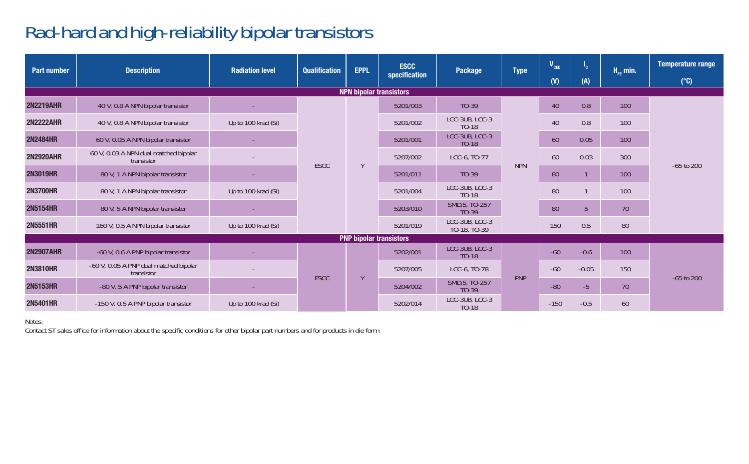# Rad-hard and high-reliability bipolar transistors

| Part number | Description | Radiation level | Qualification | EPPL | ESCC specification | Package | Type | $V_{CEO}$ (V) | $I_C$ (A) | $H_{FE}$ min. | Temperature range (°C) |
|---|---|---|---|---|---|---|---|---|---|---|---|
| **NPN bipolar transistors** | | | | | | | | | | | |
| **2N2219AHR** | 40 V, 0.8 A NPN bipolar transistor | - | ESCC | Y | 5201/003 | TO-39 | NPN | 40 | 0.8 | 100 | -65 to 200 |
| **2N2222AHR** | 40 V, 0.8 A NPN bipolar transistor | Up to 100 krad (Si) | | | 5201/002 | LCC-3UB, LCC-3 TO-18 | | 40 | 0.8 | 100 | |
| **2N2484HR** | 60 V, 0.05 A NPN bipolar transistor | - | | | 5201/001 | LCC-3UB, LCC-3 TO-18 | | 60 | 0.05 | 100 | |
| **2N2920AHR** | 60 V, 0.03 A NPN dual matched bipolar transistor | - | | | 5207/002 | LCC-6, TO-77 | | 60 | 0.03 | 300 | |
| **2N3019HR** | 80 V, 1 A NPN bipolar transistor | - | | | 5201/011 | TO-39 | | 80 | 1 | 100 | |
| **2N3700HR** | 80 V, 1 A NPN bipolar transistor | Up to 100 krad (Si) | | | 5201/004 | LCC-3UB, LCC-3 TO-18 | | 80 | 1 | 100 | |
| **2N5154HR** | 80 V, 5 A NPN bipolar transistor | - | | | 5203/010 | SMD.5, TO-257 TO-39 | | 80 | 5 | 70 | |
| **2N5551HR** | 160 V, 0.5 A NPN bipolar transistor | Up to 100 krad (Si) | | | 5201/019 | LCC-3UB, LCC-3 TO-18, TO-39 | | 150 | 0.5 | 80 | |
| **PNP bipolar transistors** | | | | | | | | | | | |
| **2N2907AHR** | -60 V, 0.6 A PNP bipolar transistor | - | ESCC | Y | 5202/001 | LCC-3UB, LCC-3 TO-18 | PNP | -60 | -0.6 | 100 | -65 to 200 |
| **2N3810HR** | -60 V, 0.05 A PNP dual matched bipolar transistor | - | | | 5207/005 | LCC-6, TO-78 | | -60 | -0.05 | 150 | |
| **2N5153HR** | -80 V, 5 A PNP bipolar transistor | - | | | 5204/002 | SMD.5, TO-257 TO-39 | | -80 | -5 | 70 | |
| **2N5401HR** | -150 V, 0.5 A PNP bipolar transistor | Up to 100 krad (Si) | | | 5202/014 | LCC-3UB, LCC-3 TO-18 | | -150 | -0.5 | 60 | |

Notes:

Contact ST sales office for information about the specific conditions for other bipolar part numbers and for products in die form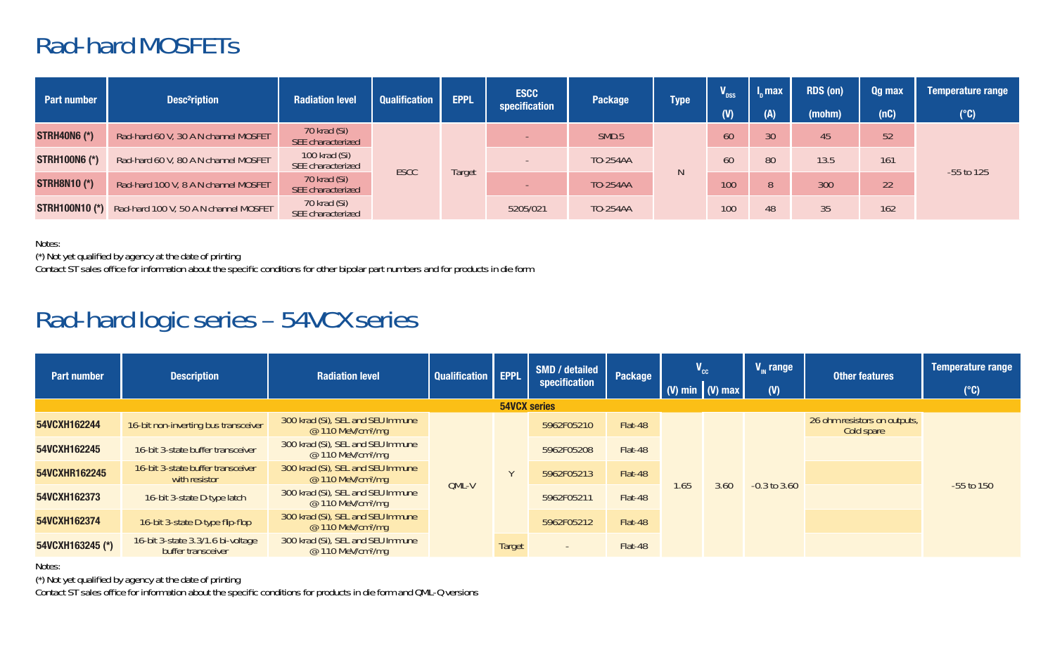## Rad-hard MOSFETs

| Part number | Desc²ription | Radiation level | Qualification | EPPL | ESCC specification | Package | Type | $V_{DSS}$ (V) | $I_D$ max (A) | RDS (on) (mohm) | Qg max (nC) | Temperature range (°C) |
|---|---|---|---|---|---|---|---|---|---|---|---|---|
| **STRH40N6 (*)** | Rad-hard 60 V, 30 A N channel MOSFET | 70 krad (Si) SEE characterized | ESCC | Target | - | SMD.5 | N | 60 | 30 | 45 | 52 | -55 to 125 |
| **STRH100N6 (*)** | Rad-hard 60 V, 80 A N channel MOSFET | 100 krad (Si) SEE characterized | | | - | TO-254AA | | 60 | 80 | 13.5 | 161 | |
| **STRH8N10 (*)** | Rad-hard 100 V, 8 A N channel MOSFET | 70 krad (Si) SEE characterized | | | - | TO-254AA | | 100 | 8 | 300 | 22 | |
| **STRH100N10 (*)** | Rad-hard 100 V, 50 A N channel MOSFET | 70 krad (Si) SEE characterized | | | 5205/021 | TO-254AA | | 100 | 48 | 35 | 162 | |

Notes:
(*) Not yet qualified by agency at the date of printing
Contact ST sales office for information about the specific conditions for other bipolar part numbers and for products in die form

## Rad-hard logic series – 54VCX series

| Part number | Description | Radiation level | Qualification | EPPL | SMD / detailed specification | Package | $V_{CC}$ (V) min | $V_{CC}$ (V) max | $V_{IN}$ range (V) | Other features | Temperature range (°C) |
|---|---|---|---|---|---|---|---|---|---|---|---|
| **54VCX series** | | | | | | | | | | | |
| **54VCXH162244** | 16-bit non-inverting bus transceiver | 300 krad (Si), SEL and SEU Immune @ 110 MeV/cm²/mg | QML-V | Y | 5962F05210 | Flat-48 | 1.65 | 3.60 | -0.3 to 3.60 | 26 ohm resistors on outputs, Cold spare | -55 to 150 |
| **54VCXH162245** | 16-bit 3-state buffer transceiver | 300 krad (Si), SEL and SEU Immune @ 110 MeV/cm²/mg | | | 5962F05208 | Flat-48 | | | | | |
| **54VCXHR162245** | 16-bit 3-state buffer transceiver with resistor | 300 krad (Si), SEL and SEU Immune @ 110 MeV/cm²/mg | | | 5962F05213 | Flat-48 | | | | | |
| **54VCXH162373** | 16-bit 3-state D-type latch | 300 krad (Si), SEL and SEU Immune @ 110 MeV/cm²/mg | | | 5962F05211 | Flat-48 | | | | | |
| **54VCXH162374** | 16-bit 3-state D-type flip-flop | 300 krad (Si), SEL and SEU Immune @ 110 MeV/cm²/mg | | | 5962F05212 | Flat-48 | | | | | |
| **54VCXH163245 (*)** | 16-bit 3-state 3.3/1.6 bi-voltage buffer transceiver | 300 krad (Si), SEL and SEU Immune @ 110 MeV/cm²/mg | | Target | - | Flat-48 | | | | | |

Notes:
(*) Not yet qualified by agency at the date of printing
Contact ST sales office for information about the specific conditions for products in die form and QML-Q versions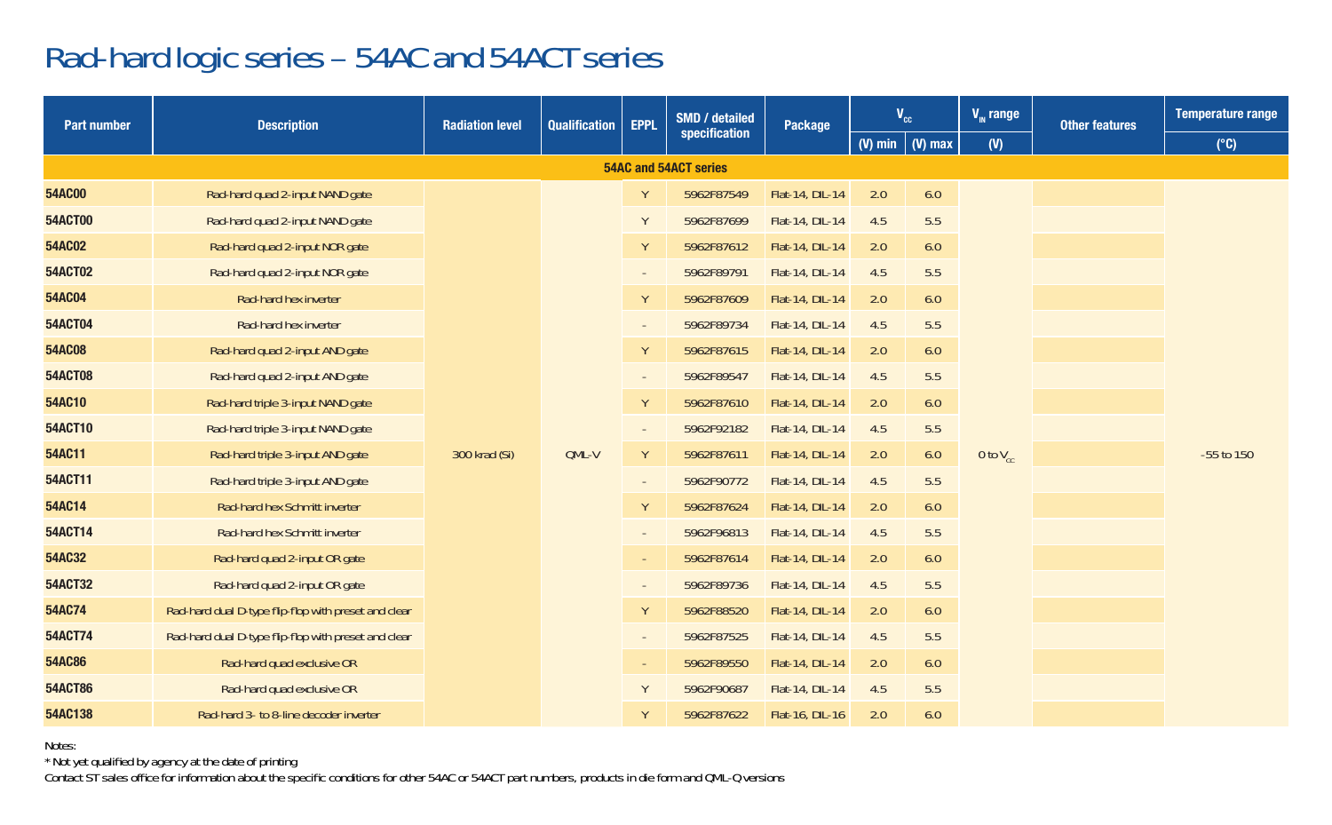# Rad-hard logic series – 54AC and 54ACT series

| Part number | Description | Radiation level | Qualification | EPPL | SMD / detailed specification | Package | $V_{CC}$ | | $V_{IN}$ range | Other features | Temperature range |
|---|---|---|---|---|---|---|---|---|---|---|---|
| | | | | | | | (V) min | (V) max | (V) | | (°C) |
| **54AC and 54ACT series** | | | | | | | | | | | |
| **54AC00** | Rad-hard quad 2-input NAND gate | 300 krad (Si) | QML-V | Y | 5962F87549 | Flat-14, DIL-14 | 2.0 | 6.0 | 0 to $V_{CC}$ | | -55 to 150 |
| **54ACT00** | Rad-hard quad 2-input NAND gate | 300 krad (Si) | QML-V | Y | 5962F87699 | Flat-14, DIL-14 | 4.5 | 5.5 | 0 to $V_{CC}$ | | -55 to 150 |
| **54AC02** | Rad-hard quad 2-input NOR gate | 300 krad (Si) | QML-V | Y | 5962F87612 | Flat-14, DIL-14 | 2.0 | 6.0 | 0 to $V_{CC}$ | | -55 to 150 |
| **54ACT02** | Rad-hard quad 2-input NOR gate | 300 krad (Si) | QML-V | - | 5962F89791 | Flat-14, DIL-14 | 4.5 | 5.5 | 0 to $V_{CC}$ | | -55 to 150 |
| **54AC04** | Rad-hard hex inverter | 300 krad (Si) | QML-V | Y | 5962F87609 | Flat-14, DIL-14 | 2.0 | 6.0 | 0 to $V_{CC}$ | | -55 to 150 |
| **54ACT04** | Rad-hard hex inverter | 300 krad (Si) | QML-V | - | 5962F89734 | Flat-14, DIL-14 | 4.5 | 5.5 | 0 to $V_{CC}$ | | -55 to 150 |
| **54AC08** | Rad-hard quad 2-input AND gate | 300 krad (Si) | QML-V | Y | 5962F87615 | Flat-14, DIL-14 | 2.0 | 6.0 | 0 to $V_{CC}$ | | -55 to 150 |
| **54ACT08** | Rad-hard quad 2-input AND gate | 300 krad (Si) | QML-V | - | 5962F89547 | Flat-14, DIL-14 | 4.5 | 5.5 | 0 to $V_{CC}$ | | -55 to 150 |
| **54AC10** | Rad-hard triple 3-input NAND gate | 300 krad (Si) | QML-V | Y | 5962F87610 | Flat-14, DIL-14 | 2.0 | 6.0 | 0 to $V_{CC}$ | | -55 to 150 |
| **54ACT10** | Rad-hard triple 3-input NAND gate | 300 krad (Si) | QML-V | - | 5962F92182 | Flat-14, DIL-14 | 4.5 | 5.5 | 0 to $V_{CC}$ | | -55 to 150 |
| **54AC11** | Rad-hard triple 3-input AND gate | 300 krad (Si) | QML-V | Y | 5962F87611 | Flat-14, DIL-14 | 2.0 | 6.0 | 0 to $V_{CC}$ | | -55 to 150 |
| **54ACT11** | Rad-hard triple 3-input AND gate | 300 krad (Si) | QML-V | - | 5962F90772 | Flat-14, DIL-14 | 4.5 | 5.5 | 0 to $V_{CC}$ | | -55 to 150 |
| **54AC14** | Rad-hard hex Schmitt inverter | 300 krad (Si) | QML-V | Y | 5962F87624 | Flat-14, DIL-14 | 2.0 | 6.0 | 0 to $V_{CC}$ | | -55 to 150 |
| **54ACT14** | Rad-hard hex Schmitt inverter | 300 krad (Si) | QML-V | - | 5962F96813 | Flat-14, DIL-14 | 4.5 | 5.5 | 0 to $V_{CC}$ | | -55 to 150 |
| **54AC32** | Rad-hard quad 2-input OR gate | 300 krad (Si) | QML-V | - | 5962F87614 | Flat-14, DIL-14 | 2.0 | 6.0 | 0 to $V_{CC}$ | | -55 to 150 |
| **54ACT32** | Rad-hard quad 2-input OR gate | 300 krad (Si) | QML-V | - | 5962F89736 | Flat-14, DIL-14 | 4.5 | 5.5 | 0 to $V_{CC}$ | | -55 to 150 |
| **54AC74** | Rad-hard dual D-type flip-flop with preset and clear | 300 krad (Si) | QML-V | Y | 5962F88520 | Flat-14, DIL-14 | 2.0 | 6.0 | 0 to $V_{CC}$ | | -55 to 150 |
| **54ACT74** | Rad-hard dual D-type flip-flop with preset and clear | 300 krad (Si) | QML-V | - | 5962F87525 | Flat-14, DIL-14 | 4.5 | 5.5 | 0 to $V_{CC}$ | | -55 to 150 |
| **54AC86** | Rad-hard quad exclusive OR | 300 krad (Si) | QML-V | - | 5962F89550 | Flat-14, DIL-14 | 2.0 | 6.0 | 0 to $V_{CC}$ | | -55 to 150 |
| **54ACT86** | Rad-hard quad exclusive OR | 300 krad (Si) | QML-V | Y | 5962F90687 | Flat-14, DIL-14 | 4.5 | 5.5 | 0 to $V_{CC}$ | | -55 to 150 |
| **54AC138** | Rad-hard 3- to 8-line decoder inverter | 300 krad (Si) | QML-V | Y | 5962F87622 | Flat-16, DIL-16 | 2.0 | 6.0 | 0 to $V_{CC}$ | | -55 to 150 |

Notes:

* Not yet qualified by agency at the date of printing

Contact ST sales office for information about the specific conditions for other 54AC or 54ACT part numbers, products in die form and QML-Q versions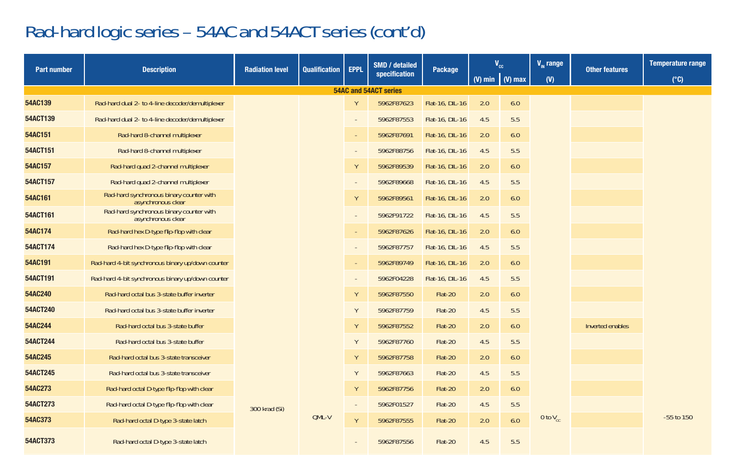# Rad-hard logic series – 54AC and 54ACT series (cont'd)

| Part number | Description | Radiation level | Qualification | EPPL | SMD / detailed specification | Package | $V_{CC}$ | | $V_{IN}$ range | Other features | Temperature range |
|---|---|---|---|---|---|---|---|---|---|---|---|
| | | | | | | | (V) min | (V) max | (V) | | (°C) |
| **54AC and 54ACT series** | | | | | | | | | | | |
| **54AC139** | Rad-hard dual 2- to 4-line decoder/demultiplexer | 300 krad (Si) | QML-V | Y | 5962F87623 | Flat-16, DIL-16 | 2.0 | 6.0 | 0 to $V_{CC}$ | | -55 to 150 |
| **54ACT139** | Rad-hard dual 2- to 4-line decoder/demultiplexer | 300 krad (Si) | QML-V | - | 5962F87553 | Flat-16, DIL-16 | 4.5 | 5.5 | 0 to $V_{CC}$ | | -55 to 150 |
| **54AC151** | Rad-hard 8-channel multiplexer | 300 krad (Si) | QML-V | - | 5962F87691 | Flat-16, DIL-16 | 2.0 | 6.0 | 0 to $V_{CC}$ | | -55 to 150 |
| **54ACT151** | Rad-hard 8-channel multiplexer | 300 krad (Si) | QML-V | - | 5962F88756 | Flat-16, DIL-16 | 4.5 | 5.5 | 0 to $V_{CC}$ | | -55 to 150 |
| **54AC157** | Rad-hard quad 2-channel multiplexer | 300 krad (Si) | QML-V | Y | 5962F89539 | Flat-16, DIL-16 | 2.0 | 6.0 | 0 to $V_{CC}$ | | -55 to 150 |
| **54ACT157** | Rad-hard quad 2-channel multiplexer | 300 krad (Si) | QML-V | - | 5962F89668 | Flat-16, DIL-16 | 4.5 | 5.5 | 0 to $V_{CC}$ | | -55 to 150 |
| **54AC161** | Rad-hard synchronous binary counter with asynchronous clear | 300 krad (Si) | QML-V | Y | 5962F89561 | Flat-16, DIL-16 | 2.0 | 6.0 | 0 to $V_{CC}$ | | -55 to 150 |
| **54ACT161** | Rad-hard synchronous binary counter with asynchronous clear | 300 krad (Si) | QML-V | - | 5962F91722 | Flat-16, DIL-16 | 4.5 | 5.5 | 0 to $V_{CC}$ | | -55 to 150 |
| **54AC174** | Rad-hard hex D-type flip-flop with clear | 300 krad (Si) | QML-V | - | 5962F87626 | Flat-16, DIL-16 | 2.0 | 6.0 | 0 to $V_{CC}$ | | -55 to 150 |
| **54ACT174** | Rad-hard hex D-type flip-flop with clear | 300 krad (Si) | QML-V | - | 5962F87757 | Flat-16, DIL-16 | 4.5 | 5.5 | 0 to $V_{CC}$ | | -55 to 150 |
| **54AC191** | Rad-hard 4-bit synchronous binary up/down counter | 300 krad (Si) | QML-V | - | 5962F89749 | Flat-16, DIL-16 | 2.0 | 6.0 | 0 to $V_{CC}$ | | -55 to 150 |
| **54ACT191** | Rad-hard 4-bit synchronous binary up/down counter | 300 krad (Si) | QML-V | - | 5962F04228 | Flat-16, DIL-16 | 4.5 | 5.5 | 0 to $V_{CC}$ | | -55 to 150 |
| **54AC240** | Rad-hard octal bus 3-state buffer inverter | 300 krad (Si) | QML-V | Y | 5962F87550 | Flat-20 | 2.0 | 6.0 | 0 to $V_{CC}$ | | -55 to 150 |
| **54ACT240** | Rad-hard octal bus 3-state buffer inverter | 300 krad (Si) | QML-V | Y | 5962F87759 | Flat-20 | 4.5 | 5.5 | 0 to $V_{CC}$ | | -55 to 150 |
| **54AC244** | Rad-hard octal bus 3-state buffer | 300 krad (Si) | QML-V | Y | 5962F87552 | Flat-20 | 2.0 | 6.0 | 0 to $V_{CC}$ | Inverted enables | -55 to 150 |
| **54ACT244** | Rad-hard octal bus 3-state buffer | 300 krad (Si) | QML-V | Y | 5962F87760 | Flat-20 | 4.5 | 5.5 | 0 to $V_{CC}$ | | -55 to 150 |
| **54AC245** | Rad-hard octal bus 3-state transceiver | 300 krad (Si) | QML-V | Y | 5962F87758 | Flat-20 | 2.0 | 6.0 | 0 to $V_{CC}$ | | -55 to 150 |
| **54ACT245** | Rad-hard octal bus 3-state transceiver | 300 krad (Si) | QML-V | Y | 5962F87663 | Flat-20 | 4.5 | 5.5 | 0 to $V_{CC}$ | | -55 to 150 |
| **54AC273** | Rad-hard octal D-type flip-flop with clear | 300 krad (Si) | QML-V | Y | 5962F87756 | Flat-20 | 2.0 | 6.0 | 0 to $V_{CC}$ | | -55 to 150 |
| **54ACT273** | Rad-hard octal D-type flip-flop with clear | 300 krad (Si) | QML-V | - | 5962F01527 | Flat-20 | 4.5 | 5.5 | 0 to $V_{CC}$ | | -55 to 150 |
| **54AC373** | Rad-hard octal D-type 3-state latch | 300 krad (Si) | QML-V | Y | 5962F87555 | Flat-20 | 2.0 | 6.0 | 0 to $V_{CC}$ | | -55 to 150 |
| **54ACT373** | Rad-hard octal D-type 3-state latch | 300 krad (Si) | QML-V | - | 5962F87556 | Flat-20 | 4.5 | 5.5 | 0 to $V_{CC}$ | | -55 to 150 |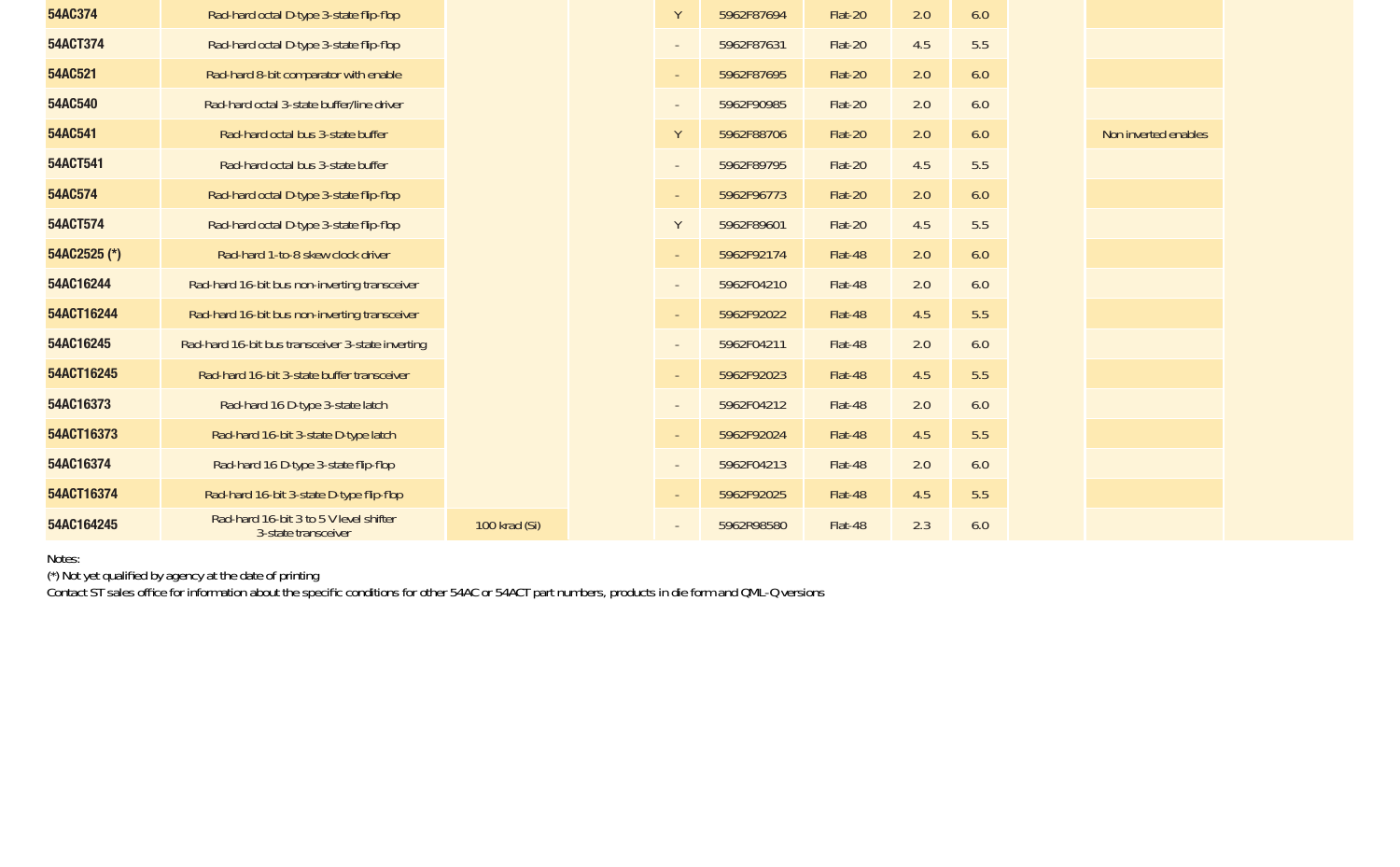| | | | | | | | | | | | |
|---|---|---|---|---|---|---|---|---|---|---|---|
| **54AC374** | Rad-hard octal D-type 3-state flip-flop | | | Y | 5962F87694 | Flat-20 | 2.0 | 6.0 | | | |
| **54ACT374** | Rad-hard octal D-type 3-state flip-flop | | | - | 5962F87631 | Flat-20 | 4.5 | 5.5 | | | |
| **54AC521** | Rad-hard 8-bit comparator with enable | | | - | 5962F87695 | Flat-20 | 2.0 | 6.0 | | | |
| **54AC540** | Rad-hard octal 3-state buffer/line driver | | | - | 5962F90985 | Flat-20 | 2.0 | 6.0 | | | |
| **54AC541** | Rad-hard octal bus 3-state buffer | | | Y | 5962F88706 | Flat-20 | 2.0 | 6.0 | | Non inverted enables | |
| **54ACT541** | Rad-hard octal bus 3-state buffer | | | - | 5962F89795 | Flat-20 | 4.5 | 5.5 | | | |
| **54AC574** | Rad-hard octal D-type 3-state flip-flop | | | - | 5962F96773 | Flat-20 | 2.0 | 6.0 | | | |
| **54ACT574** | Rad-hard octal D-type 3-state flip-flop | | | Y | 5962F89601 | Flat-20 | 4.5 | 5.5 | | | |
| **54AC2525 (*)** | Rad-hard 1-to-8 skew clock driver | | | - | 5962F92174 | Flat-48 | 2.0 | 6.0 | | | |
| **54AC16244** | Rad-hard 16-bit bus non-inverting transceiver | | | - | 5962F04210 | Flat-48 | 2.0 | 6.0 | | | |
| **54ACT16244** | Rad-hard 16-bit bus non-inverting transceiver | | | - | 5962F92022 | Flat-48 | 4.5 | 5.5 | | | |
| **54AC16245** | Rad-hard 16-bit bus transceiver 3-state inverting | | | - | 5962F04211 | Flat-48 | 2.0 | 6.0 | | | |
| **54ACT16245** | Rad-hard 16-bit 3-state buffer transceiver | | | - | 5962F92023 | Flat-48 | 4.5 | 5.5 | | | |
| **54AC16373** | Rad-hard 16 D-type 3-state latch | | | - | 5962F04212 | Flat-48 | 2.0 | 6.0 | | | |
| **54ACT16373** | Rad-hard 16-bit 3-state D-type latch | | | - | 5962F92024 | Flat-48 | 4.5 | 5.5 | | | |
| **54AC16374** | Rad-hard 16 D-type 3-state flip-flop | | | - | 5962F04213 | Flat-48 | 2.0 | 6.0 | | | |
| **54ACT16374** | Rad-hard 16-bit 3-state D-type flip-flop | | | - | 5962F92025 | Flat-48 | 4.5 | 5.5 | | | |
| **54AC164245** | Rad-hard 16-bit 3 to 5 V level shifter 3-state transceiver | 100 krad (Si) | | - | 5962R98580 | Flat-48 | 2.3 | 6.0 | | | |

Notes:
(*) Not yet qualified by agency at the date of printing
Contact ST sales office for information about the specific conditions for other 54AC or 54ACT part numbers, products in die form and QML-Q versions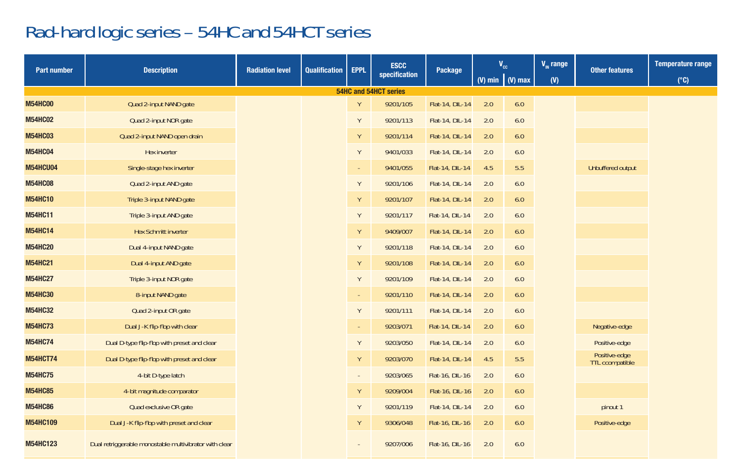# Rad-hard logic series – 54HC and 54HCT series

| Part number | Description | Radiation level | Qualification | EPPL | ESCC specification | Package | $V_{CC}$ | | $V_{IN}$ range | Other features | Temperature range |
|---|---|---|---|---|---|---|---|---|---|---|---|
| | | | | | | | (V) min | (V) max | (V) | | (°C) |
| **54HC and 54HCT series** | | | | | | | | | | | |
| **M54HC00** | Quad 2-input NAND gate | | | Y | 9201/105 | Flat-14, DIL-14 | 2.0 | 6.0 | | | |
| **M54HC02** | Quad 2-input NOR gate | | | Y | 9201/113 | Flat-14, DIL-14 | 2.0 | 6.0 | | | |
| **M54HC03** | Quad 2-input NAND open drain | | | Y | 9201/114 | Flat-14, DIL-14 | 2.0 | 6.0 | | | |
| **M54HC04** | Hex inverter | | | Y | 9401/033 | Flat-14, DIL-14 | 2.0 | 6.0 | | | |
| **M54HCU04** | Single-stage hex inverter | | | - | 9401/055 | Flat-14, DIL-14 | 4.5 | 5.5 | | Unbuffered output | |
| **M54HC08** | Quad 2-input AND gate | | | Y | 9201/106 | Flat-14, DIL-14 | 2.0 | 6.0 | | | |
| **M54HC10** | Triple 3-input NAND gate | | | Y | 9201/107 | Flat-14, DIL-14 | 2.0 | 6.0 | | | |
| **M54HC11** | Triple 3-input AND gate | | | Y | 9201/117 | Flat-14, DIL-14 | 2.0 | 6.0 | | | |
| **M54HC14** | Hex Schmitt inverter | | | Y | 9409/007 | Flat-14, DIL-14 | 2.0 | 6.0 | | | |
| **M54HC20** | Dual 4-input NAND gate | | | Y | 9201/118 | Flat-14, DIL-14 | 2.0 | 6.0 | | | |
| **M54HC21** | Dual 4-input AND gate | | | Y | 9201/108 | Flat-14, DIL-14 | 2.0 | 6.0 | | | |
| **M54HC27** | Triple 3-input NOR gate | | | Y | 9201/109 | Flat-14, DIL-14 | 2.0 | 6.0 | | | |
| **M54HC30** | 8-input NAND gate | | | - | 9201/110 | Flat-14, DIL-14 | 2.0 | 6.0 | | | |
| **M54HC32** | Quad 2-input OR gate | | | Y | 9201/111 | Flat-14, DIL-14 | 2.0 | 6.0 | | | |
| **M54HC73** | Dual J-K flip-flop with clear | | | - | 9203/071 | Flat-14, DIL-14 | 2.0 | 6.0 | | Negative-edge | |
| **M54HC74** | Dual D-type flip-flop with preset and clear | | | Y | 9203/050 | Flat-14, DIL-14 | 2.0 | 6.0 | | Positive-edge | |
| **M54HCT74** | Dual D-type flip-flop with preset and clear | | | Y | 9203/070 | Flat-14, DIL-14 | 4.5 | 5.5 | | Positive-edge TTL ccompatible | |
| **M54HC75** | 4-bit D-type latch | | | - | 9203/065 | Flat-16, DIL-16 | 2.0 | 6.0 | | | |
| **M54HC85** | 4-bit magnitude comparator | | | Y | 9209/004 | Flat-16, DIL-16 | 2.0 | 6.0 | | | |
| **M54HC86** | Quad exclusive OR gate | | | Y | 9201/119 | Flat-14, DIL-14 | 2.0 | 6.0 | | pinout 1 | |
| **M54HC109** | Dual J-K flip-flop with preset and clear | | | Y | 9306/048 | Flat-16, DIL-16 | 2.0 | 6.0 | | Positive-edge | |
| **M54HC123** | Dual retriggerable monostable multivibrator with clear | | | - | 9207/006 | Flat-16, DIL-16 | 2.0 | 6.0 | | | |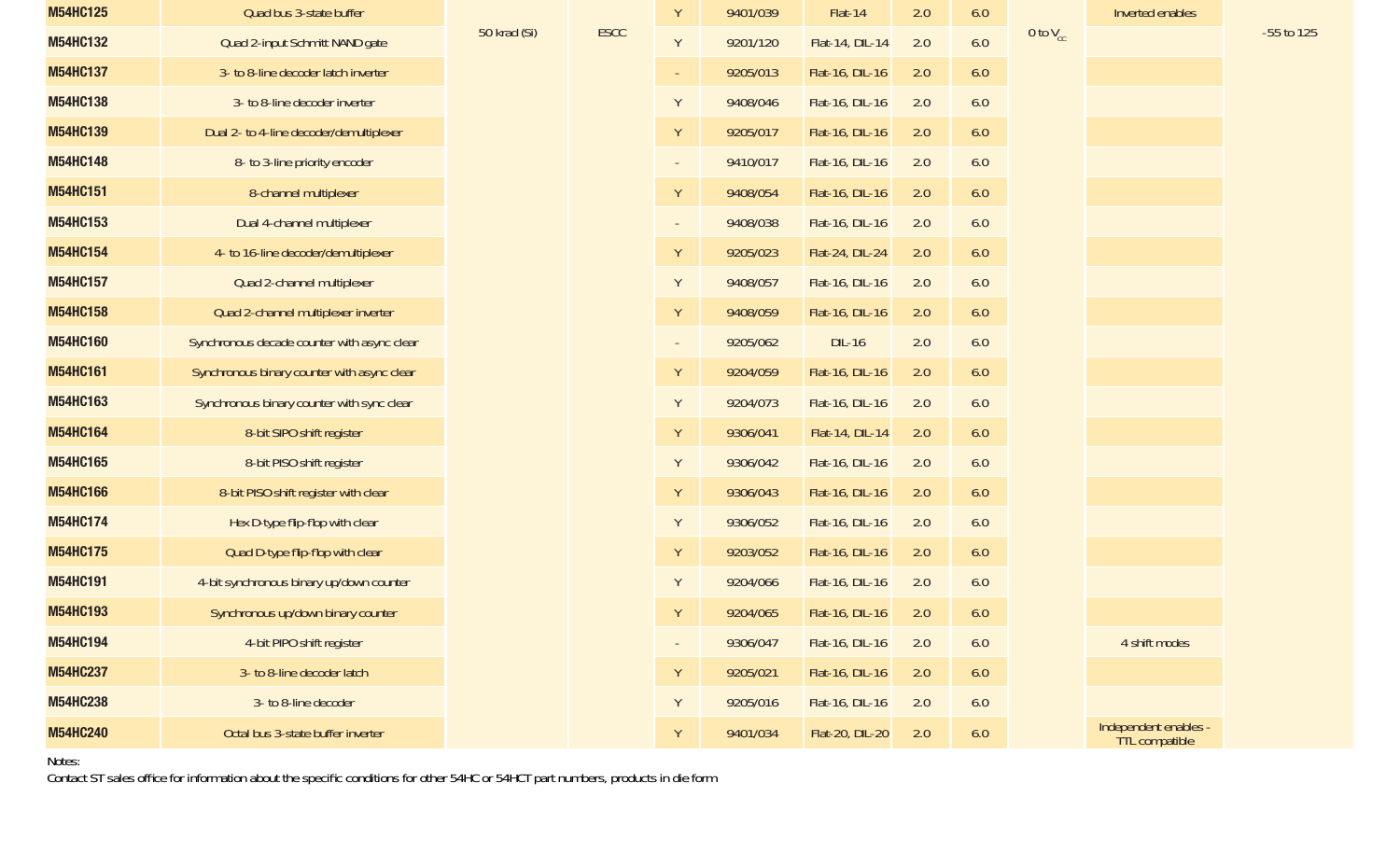| | | | | | | | | | | | |
|---|---|---|---|---|---|---|---|---|---|---|---|
| **M54HC125** | Quad bus 3-state buffer | 50 krad (Si) | ESCC | Y | 9401/039 | Flat-14 | 2.0 | 6.0 | 0 to $V_{CC}$ | Inverted enables | -55 to 125 |
| **M54HC132** | Quad 2-input Schmitt NAND gate | | | Y | 9201/120 | Flat-14, DIL-14 | 2.0 | 6.0 | | | |
| **M54HC137** | 3- to 8-line decoder latch inverter | | | - | 9205/013 | Flat-16, DIL-16 | 2.0 | 6.0 | | | |
| **M54HC138** | 3- to 8-line decoder inverter | | | Y | 9408/046 | Flat-16, DIL-16 | 2.0 | 6.0 | | | |
| **M54HC139** | Dual 2- to 4-line decoder/demultiplexer | | | Y | 9205/017 | Flat-16, DIL-16 | 2.0 | 6.0 | | | |
| **M54HC148** | 8- to 3-line priority encoder | | | - | 9410/017 | Flat-16, DIL-16 | 2.0 | 6.0 | | | |
| **M54HC151** | 8-channel multiplexer | | | Y | 9408/054 | Flat-16, DIL-16 | 2.0 | 6.0 | | | |
| **M54HC153** | Dual 4-channel multiplexer | | | - | 9408/038 | Flat-16, DIL-16 | 2.0 | 6.0 | | | |
| **M54HC154** | 4- to 16-line decoder/demultiplexer | | | Y | 9205/023 | Flat-24, DIL-24 | 2.0 | 6.0 | | | |
| **M54HC157** | Quad 2-channel multiplexer | | | Y | 9408/057 | Flat-16, DIL-16 | 2.0 | 6.0 | | | |
| **M54HC158** | Quad 2-channel multiplexer inverter | | | Y | 9408/059 | Flat-16, DIL-16 | 2.0 | 6.0 | | | |
| **M54HC160** | Synchronous decade counter with async clear | | | - | 9205/062 | DIL-16 | 2.0 | 6.0 | | | |
| **M54HC161** | Synchronous binary counter with async clear | | | Y | 9204/059 | Flat-16, DIL-16 | 2.0 | 6.0 | | | |
| **M54HC163** | Synchronous binary counter with sync clear | | | Y | 9204/073 | Flat-16, DIL-16 | 2.0 | 6.0 | | | |
| **M54HC164** | 8-bit SIPO shift register | | | Y | 9306/041 | Flat-14, DIL-14 | 2.0 | 6.0 | | | |
| **M54HC165** | 8-bit PISO shift register | | | Y | 9306/042 | Flat-16, DIL-16 | 2.0 | 6.0 | | | |
| **M54HC166** | 8-bit PISO shift register with clear | | | Y | 9306/043 | Flat-16, DIL-16 | 2.0 | 6.0 | | | |
| **M54HC174** | Hex D-type flip-flop with clear | | | Y | 9306/052 | Flat-16, DIL-16 | 2.0 | 6.0 | | | |
| **M54HC175** | Quad D-type flip-flop with clear | | | Y | 9203/052 | Flat-16, DIL-16 | 2.0 | 6.0 | | | |
| **M54HC191** | 4-bit synchronous binary up/down counter | | | Y | 9204/066 | Flat-16, DIL-16 | 2.0 | 6.0 | | | |
| **M54HC193** | Synchronous up/down binary counter | | | Y | 9204/065 | Flat-16, DIL-16 | 2.0 | 6.0 | | | |
| **M54HC194** | 4-bit PIPO shift register | | | - | 9306/047 | Flat-16, DIL-16 | 2.0 | 6.0 | | 4 shift modes | |
| **M54HC237** | 3- to 8-line decoder latch | | | Y | 9205/021 | Flat-16, DIL-16 | 2.0 | 6.0 | | | |
| **M54HC238** | 3- to 8-line decoder | | | Y | 9205/016 | Flat-16, DIL-16 | 2.0 | 6.0 | | | |
| **M54HC240** | Octal bus 3-state buffer inverter | | | Y | 9401/034 | Flat-20, DIL-20 | 2.0 | 6.0 | | Independent enables - TTL compatible | |

Notes:

Contact ST sales office for information about the specific conditions for other 54HC or 54HCT part numbers, products in die form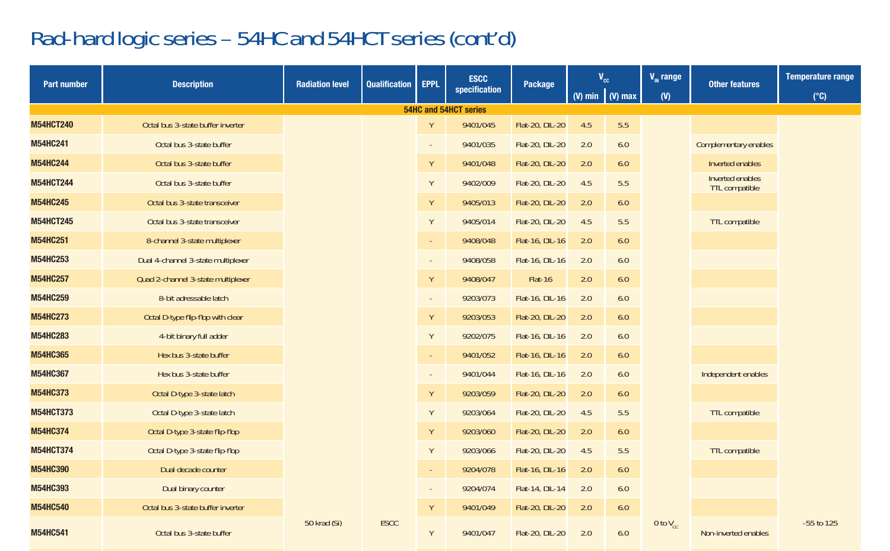# Rad-hard logic series – 54HC and 54HCT series (cont'd)

| Part number | Description | Radiation level | Qualification | EPPL | ESCC specification | Package | $V_{CC}$ (V) min | $V_{CC}$ (V) max | $V_{IN}$ range (V) | Other features | Temperature range (°C) |
|---|---|---|---|---|---|---|---|---|---|---|---|
| **54HC and 54HCT series** | | | | | | | | | | | |
| **M54HCT240** | Octal bus 3-state buffer inverter | 50 krad (Si) | ESCC | Y | 9401/045 | Flat-20, DIL-20 | 4.5 | 5.5 | 0 to $V_{CC}$ | | -55 to 125 |
| **M54HC241** | Octal bus 3-state buffer | | | - | 9401/035 | Flat-20, DIL-20 | 2.0 | 6.0 | | Complementary enables | |
| **M54HC244** | Octal bus 3-state buffer | | | Y | 9401/048 | Flat-20, DIL-20 | 2.0 | 6.0 | | Inverted enables | |
| **M54HCT244** | Octal bus 3-state buffer | | | Y | 9402/009 | Flat-20, DIL-20 | 4.5 | 5.5 | | Inverted enables TTL compatible | |
| **M54HC245** | Octal bus 3-state transceiver | | | Y | 9405/013 | Flat-20, DIL-20 | 2.0 | 6.0 | | | |
| **M54HCT245** | Octal bus 3-state transceiver | | | Y | 9405/014 | Flat-20, DIL-20 | 4.5 | 5.5 | | TTL compatible | |
| **M54HC251** | 8-channel 3-state multiplexer | | | - | 9408/048 | Flat-16, DIL-16 | 2.0 | 6.0 | | | |
| **M54HC253** | Dual 4-channel 3-state multiplexer | | | - | 9408/058 | Flat-16, DIL-16 | 2.0 | 6.0 | | | |
| **M54HC257** | Quad 2-channel 3-state multiplexer | | | Y | 9408/047 | Flat-16 | 2.0 | 6.0 | | | |
| **M54HC259** | 8-bit adressable latch | | | - | 9203/073 | Flat-16, DIL-16 | 2.0 | 6.0 | | | |
| **M54HC273** | Octal D-type flip-flop with clear | | | Y | 9203/053 | Flat-20, DIL-20 | 2.0 | 6.0 | | | |
| **M54HC283** | 4-bit binary full adder | | | Y | 9202/075 | Flat-16, DIL-16 | 2.0 | 6.0 | | | |
| **M54HC365** | Hex bus 3-state buffer | | | - | 9401/052 | Flat-16, DIL-16 | 2.0 | 6.0 | | | |
| **M54HC367** | Hex bus 3-state buffer | | | - | 9401/044 | Flat-16, DIL-16 | 2.0 | 6.0 | | Independent enables | |
| **M54HC373** | Octal D-type 3-state latch | | | Y | 9203/059 | Flat-20, DIL-20 | 2.0 | 6.0 | | | |
| **M54HCT373** | Octal D-type 3-state latch | | | Y | 9203/064 | Flat-20, DIL-20 | 4.5 | 5.5 | | TTL compatible | |
| **M54HC374** | Octal D-type 3-state flip-flop | | | Y | 9203/060 | Flat-20, DIL-20 | 2.0 | 6.0 | | | |
| **M54HCT374** | Octal D-type 3-state flip-flop | | | Y | 9203/066 | Flat-20, DIL-20 | 4.5 | 5.5 | | TTL compatible | |
| **M54HC390** | Dual decade counter | | | - | 9204/078 | Flat-16, DIL-16 | 2.0 | 6.0 | | | |
| **M54HC393** | Dual binary counter | | | - | 9204/074 | Flat-14, DIL-14 | 2.0 | 6.0 | | | |
| **M54HC540** | Octal bus 3-state buffer inverter | | | Y | 9401/049 | Flat-20, DIL-20 | 2.0 | 6.0 | | | |
| **M54HC541** | Octal bus 3-state buffer | | | Y | 9401/047 | Flat-20, DIL-20 | 2.0 | 6.0 | | Non-inverted enables | |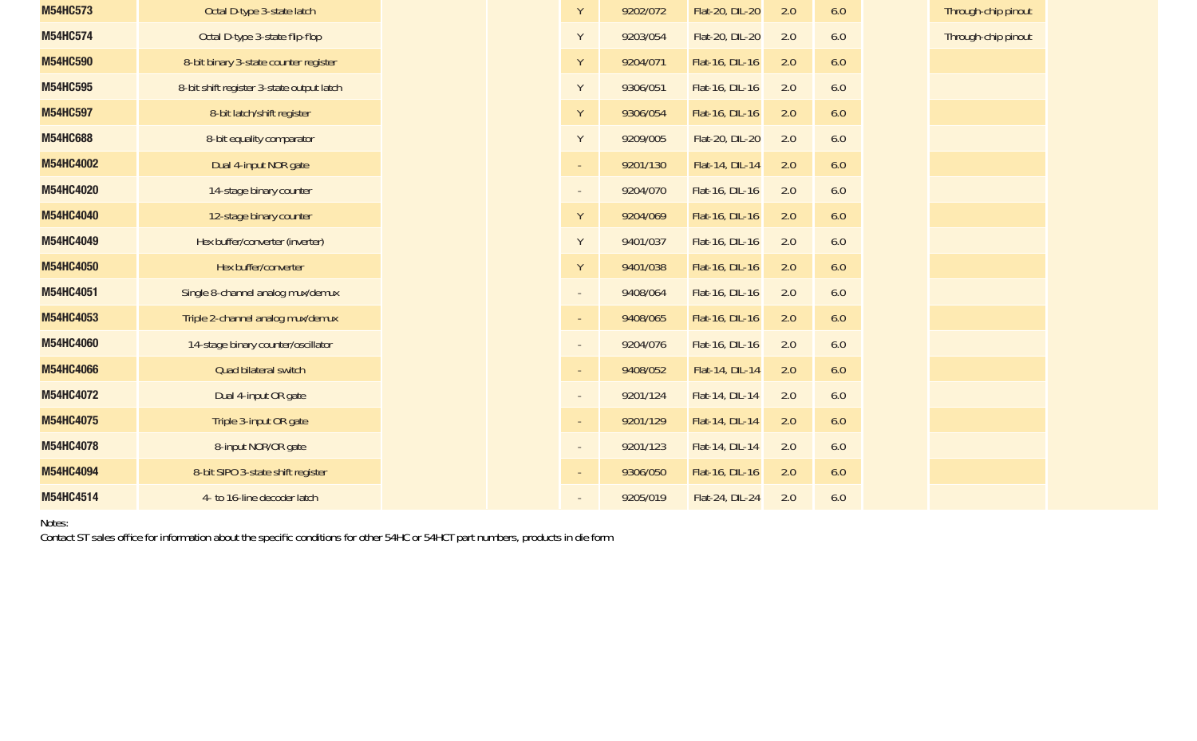| | | | | | | | | | | | |
|---|---|---|---|---|---|---|---|---|---|---|---|
| **M54HC573** | Octal D-type 3-state latch | | | Y | 9202/072 | Flat-20, DIL-20 | 2.0 | 6.0 | | Through-chip pinout | |
| **M54HC574** | Octal D-type 3-state flip-flop | | | Y | 9203/054 | Flat-20, DIL-20 | 2.0 | 6.0 | | Through-chip pinout | |
| **M54HC590** | 8-bit binary 3-state counter register | | | Y | 9204/071 | Flat-16, DIL-16 | 2.0 | 6.0 | | | |
| **M54HC595** | 8-bit shift register 3-state output latch | | | Y | 9306/051 | Flat-16, DIL-16 | 2.0 | 6.0 | | | |
| **M54HC597** | 8-bit latch/shift register | | | Y | 9306/054 | Flat-16, DIL-16 | 2.0 | 6.0 | | | |
| **M54HC688** | 8-bit equality comparator | | | Y | 9209/005 | Flat-20, DIL-20 | 2.0 | 6.0 | | | |
| **M54HC4002** | Dual 4-input NOR gate | | | - | 9201/130 | Flat-14, DIL-14 | 2.0 | 6.0 | | | |
| **M54HC4020** | 14-stage binary counter | | | - | 9204/070 | Flat-16, DIL-16 | 2.0 | 6.0 | | | |
| **M54HC4040** | 12-stage binary counter | | | Y | 9204/069 | Flat-16, DIL-16 | 2.0 | 6.0 | | | |
| **M54HC4049** | Hex buffer/converter (inverter) | | | Y | 9401/037 | Flat-16, DIL-16 | 2.0 | 6.0 | | | |
| **M54HC4050** | Hex buffer/converter | | | Y | 9401/038 | Flat-16, DIL-16 | 2.0 | 6.0 | | | |
| **M54HC4051** | Single 8-channel analog mux/demux | | | - | 9408/064 | Flat-16, DIL-16 | 2.0 | 6.0 | | | |
| **M54HC4053** | Triple 2-channel analog mux/demux | | | - | 9408/065 | Flat-16, DIL-16 | 2.0 | 6.0 | | | |
| **M54HC4060** | 14-stage binary counter/oscillator | | | - | 9204/076 | Flat-16, DIL-16 | 2.0 | 6.0 | | | |
| **M54HC4066** | Quad bilateral switch | | | - | 9408/052 | Flat-14, DIL-14 | 2.0 | 6.0 | | | |
| **M54HC4072** | Dual 4-input OR gate | | | - | 9201/124 | Flat-14, DIL-14 | 2.0 | 6.0 | | | |
| **M54HC4075** | Triple 3-input OR gate | | | - | 9201/129 | Flat-14, DIL-14 | 2.0 | 6.0 | | | |
| **M54HC4078** | 8-input NOR/OR gate | | | - | 9201/123 | Flat-14, DIL-14 | 2.0 | 6.0 | | | |
| **M54HC4094** | 8-bit SIPO 3-state shift register | | | - | 9306/050 | Flat-16, DIL-16 | 2.0 | 6.0 | | | |
| **M54HC4514** | 4- to 16-line decoder latch | | | - | 9205/019 | Flat-24, DIL-24 | 2.0 | 6.0 | | | |

Notes:
Contact ST sales office for information about the specific conditions for other 54HC or 54HCT part numbers, products in die form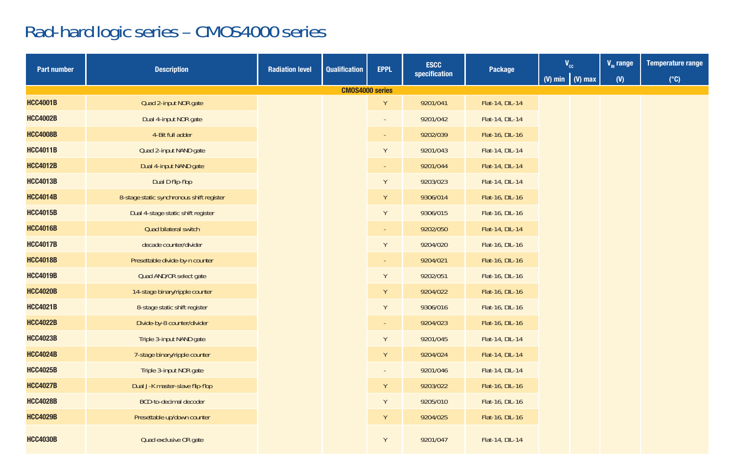# Rad-hard logic series – CMOS4000 series

| Part number | Description | Radiation level | Qualification | EPPL | ESCC specification | Package | $V_{CC}$ | | $V_{IN}$ range | Temperature range |
|---|---|---|---|---|---|---|---|---|---|---|
| | | | | | | | (V) min | (V) max | (V) | (°C) |
| **CMOS4000 series** | | | | | | | | | | |
| **HCC4001B** | Quad 2-input NOR gate | | | Y | 9201/041 | Flat-14, DIL-14 | | | | |
| **HCC4002B** | Dual 4-input NOR gate | | | - | 9201/042 | Flat-14, DIL-14 | | | | |
| **HCC4008B** | 4-Bit full adder | | | - | 9202/039 | Flat-16, DIL-16 | | | | |
| **HCC4011B** | Quad 2-input NAND gate | | | Y | 9201/043 | Flat-14, DIL-14 | | | | |
| **HCC4012B** | Dual 4-input NAND gate | | | - | 9201/044 | Flat-14, DIL-14 | | | | |
| **HCC4013B** | Dual D flip-flop | | | Y | 9203/023 | Flat-14, DIL-14 | | | | |
| **HCC4014B** | 8-stage static synchronous shift register | | | Y | 9306/014 | Flat-16, DIL-16 | | | | |
| **HCC4015B** | Dual 4-stage static shift register | | | Y | 9306/015 | Flat-16, DIL-16 | | | | |
| **HCC4016B** | Quad bilateral switch | | | - | 9202/050 | Flat-14, DIL-14 | | | | |
| **HCC4017B** | decade counter/divider | | | Y | 9204/020 | Flat-16, DIL-16 | | | | |
| **HCC4018B** | Presettable divide-by-n counter | | | - | 9204/021 | Flat-16, DIL-16 | | | | |
| **HCC4019B** | Quad AND/OR select gate | | | Y | 9202/051 | Flat-16, DIL-16 | | | | |
| **HCC4020B** | 14-stage binary/ripple counter | | | Y | 9204/022 | Flat-16, DIL-16 | | | | |
| **HCC4021B** | 8-stage static shift register | | | Y | 9306/016 | Flat-16, DIL-16 | | | | |
| **HCC4022B** | Divide-by-8 counter/divider | | | - | 9204/023 | Flat-16, DIL-16 | | | | |
| **HCC4023B** | Triple 3-input NAND gate | | | Y | 9201/045 | Flat-14, DIL-14 | | | | |
| **HCC4024B** | 7-stage binary/ripple counter | | | Y | 9204/024 | Flat-14, DIL-14 | | | | |
| **HCC4025B** | Triple 3-input NOR gate | | | - | 9201/046 | Flat-14, DIL-14 | | | | |
| **HCC4027B** | Dual J-K master-slave flip-flop | | | Y | 9203/022 | Flat-16, DIL-16 | | | | |
| **HCC4028B** | BCD-to-decimal decoder | | | Y | 9205/010 | Flat-16, DIL-16 | | | | |
| **HCC4029B** | Presettable up/down counter | | | Y | 9204/025 | Flat-16, DIL-16 | | | | |
| **HCC4030B** | Quad exclusive OR gate | | | Y | 9201/047 | Flat-14, DIL-14 | | | | |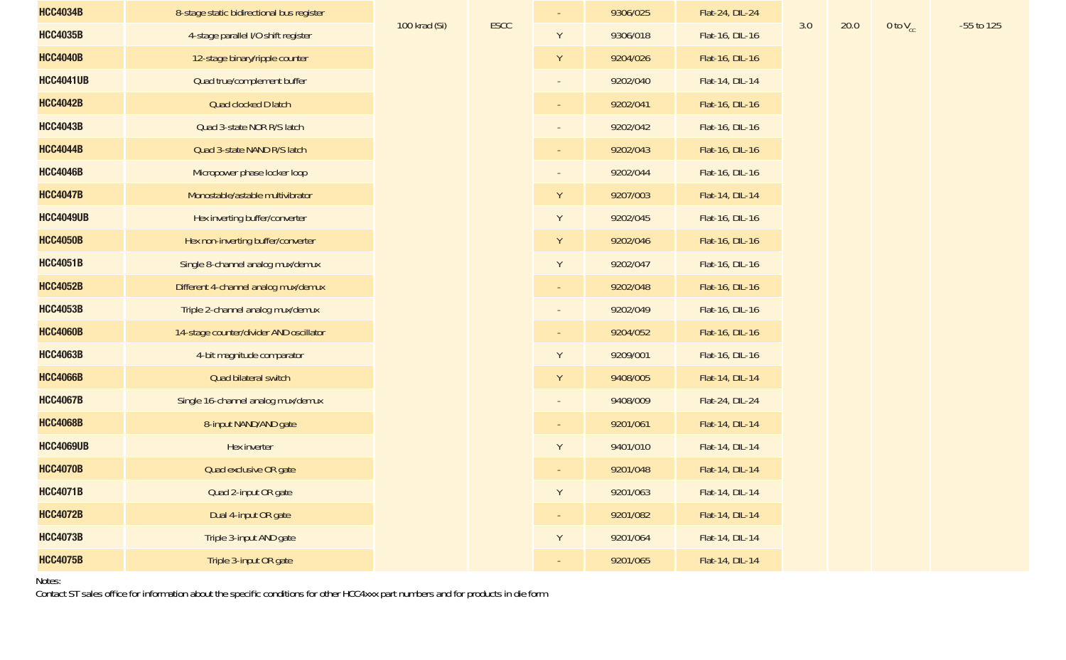| | | | | | | | | | | |
|---|---|---|---|---|---|---|---|---|---|---|
| **HCC4034B** | 8-stage static bidirectional bus register | 100 krad (Si) | ESCC | - | 9306/025 | Flat-24, DIL-24 | 3.0 | 20.0 | 0 to $V_{CC}$ | -55 to 125 |
| **HCC4035B** | 4-stage parallel I/O shift register | | | Y | 9306/018 | Flat-16, DIL-16 | | | | |
| **HCC4040B** | 12-stage binary/ripple counter | | | Y | 9204/026 | Flat-16, DIL-16 | | | | |
| **HCC4041UB** | Quad true/complement buffer | | | - | 9202/040 | Flat-14, DIL-14 | | | | |
| **HCC4042B** | Quad clocked D latch | | | - | 9202/041 | Flat-16, DIL-16 | | | | |
| **HCC4043B** | Quad 3-state NOR R/S latch | | | - | 9202/042 | Flat-16, DIL-16 | | | | |
| **HCC4044B** | Quad 3-state NAND R/S latch | | | - | 9202/043 | Flat-16, DIL-16 | | | | |
| **HCC4046B** | Micropower phase locker loop | | | - | 9202/044 | Flat-16, DIL-16 | | | | |
| **HCC4047B** | Monostable/astable multivibrator | | | Y | 9207/003 | Flat-14, DIL-14 | | | | |
| **HCC4049UB** | Hex inverting buffer/converter | | | Y | 9202/045 | Flat-16, DIL-16 | | | | |
| **HCC4050B** | Hex non-inverting buffer/converter | | | Y | 9202/046 | Flat-16, DIL-16 | | | | |
| **HCC4051B** | Single 8-channel analog mux/demux | | | Y | 9202/047 | Flat-16, DIL-16 | | | | |
| **HCC4052B** | Different 4-channel analog mux/demux | | | - | 9202/048 | Flat-16, DIL-16 | | | | |
| **HCC4053B** | Triple 2-channel analog mux/demux | | | - | 9202/049 | Flat-16, DIL-16 | | | | |
| **HCC4060B** | 14-stage counter/divider AND oscillator | | | - | 9204/052 | Flat-16, DIL-16 | | | | |
| **HCC4063B** | 4-bit magnitude comparator | | | Y | 9209/001 | Flat-16, DIL-16 | | | | |
| **HCC4066B** | Quad bilateral switch | | | Y | 9408/005 | Flat-14, DIL-14 | | | | |
| **HCC4067B** | Single 16-channel analog mux/demux | | | - | 9408/009 | Flat-24, DIL-24 | | | | |
| **HCC4068B** | 8-input NAND/AND gate | | | - | 9201/061 | Flat-14, DIL-14 | | | | |
| **HCC4069UB** | Hex inverter | | | Y | 9401/010 | Flat-14, DIL-14 | | | | |
| **HCC4070B** | Quad exclusive OR gate | | | - | 9201/048 | Flat-14, DIL-14 | | | | |
| **HCC4071B** | Quad 2-input OR gate | | | Y | 9201/063 | Flat-14, DIL-14 | | | | |
| **HCC4072B** | Dual 4-input OR gate | | | - | 9201/082 | Flat-14, DIL-14 | | | | |
| **HCC4073B** | Triple 3-input AND gate | | | Y | 9201/064 | Flat-14, DIL-14 | | | | |
| **HCC4075B** | Triple 3-input OR gate | | | - | 9201/065 | Flat-14, DIL-14 | | | | |

Notes:

Contact ST sales office for information about the specific conditions for other HCC4xxx part numbers and for products in die form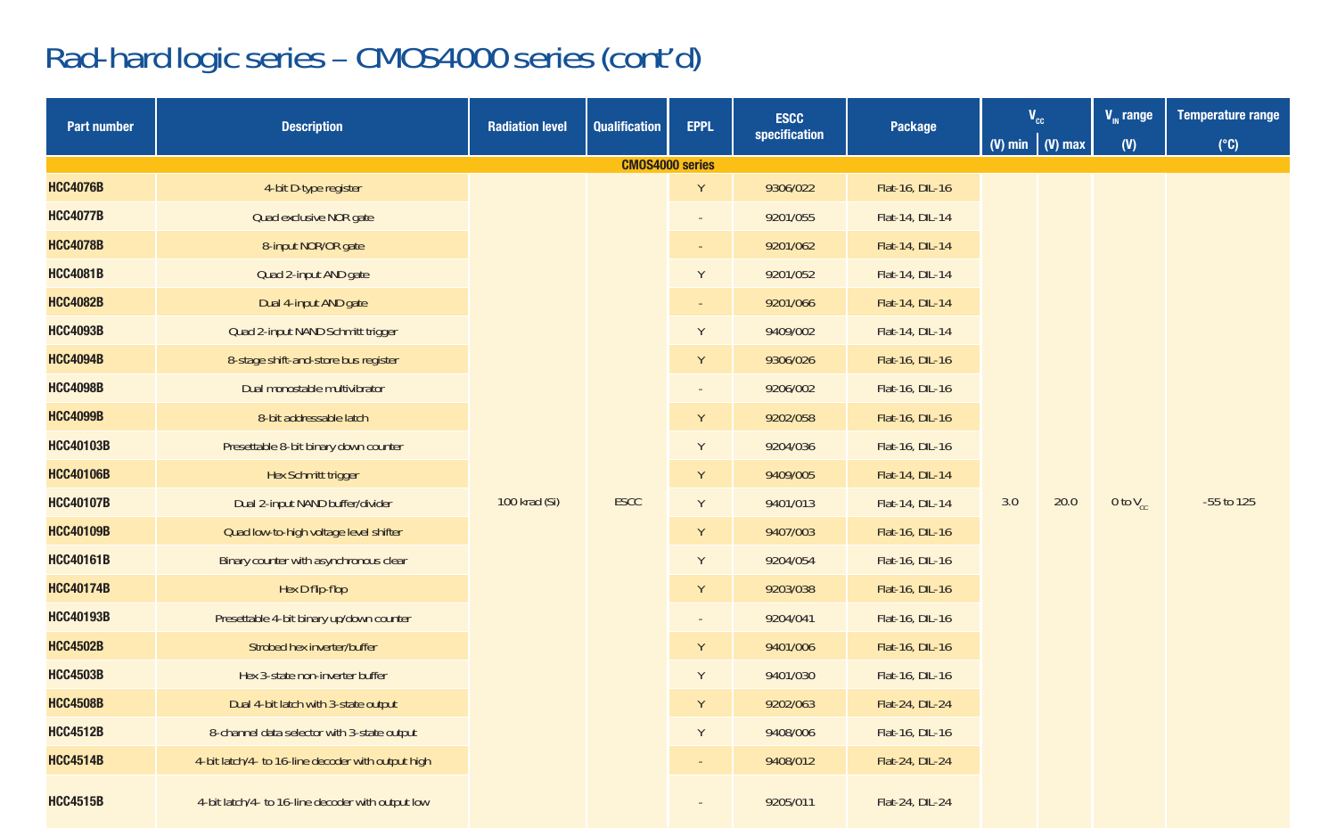# Rad-hard logic series – CMOS4000 series (cont'd)

| Part number | Description | Radiation level | Qualification | EPPL | ESCC specification | Package | $V_{CC}$ | | $V_{IN}$ range | Temperature range |
|---|---|---|---|---|---|---|---|---|---|---|
| | | | | | | | (V) min | (V) max | (V) | (°C) |
| **CMOS4000 series** | | | | | | | | | | |
| **HCC4076B** | 4-bit D-type register | 100 krad (Si) | ESCC | Y | 9306/022 | Flat-16, DIL-16 | 3.0 | 20.0 | 0 to $V_{CC}$ | -55 to 125 |
| **HCC4077B** | Quad exclusive NOR gate | | | - | 9201/055 | Flat-14, DIL-14 | | | | |
| **HCC4078B** | 8-input NOR/OR gate | | | - | 9201/062 | Flat-14, DIL-14 | | | | |
| **HCC4081B** | Quad 2-input AND gate | | | Y | 9201/052 | Flat-14, DIL-14 | | | | |
| **HCC4082B** | Dual 4-input AND gate | | | - | 9201/066 | Flat-14, DIL-14 | | | | |
| **HCC4093B** | Quad 2-input NAND Schmitt trigger | | | Y | 9409/002 | Flat-14, DIL-14 | | | | |
| **HCC4094B** | 8-stage shift-and-store bus register | | | Y | 9306/026 | Flat-16, DIL-16 | | | | |
| **HCC4098B** | Dual monostable multivibrator | | | - | 9206/002 | Flat-16, DIL-16 | | | | |
| **HCC4099B** | 8-bit addressable latch | | | Y | 9202/058 | Flat-16, DIL-16 | | | | |
| **HCC40103B** | Presettable 8-bit binary down counter | | | Y | 9204/036 | Flat-16, DIL-16 | | | | |
| **HCC40106B** | Hex Schmitt trigger | | | Y | 9409/005 | Flat-14, DIL-14 | | | | |
| **HCC40107B** | Dual 2-input NAND buffer/divider | | | Y | 9401/013 | Flat-14, DIL-14 | | | | |
| **HCC40109B** | Quad low-to-high voltage level shifter | | | Y | 9407/003 | Flat-16, DIL-16 | | | | |
| **HCC40161B** | Binary counter with asynchronous clear | | | Y | 9204/054 | Flat-16, DIL-16 | | | | |
| **HCC40174B** | Hex D flip-flop | | | Y | 9203/038 | Flat-16, DIL-16 | | | | |
| **HCC40193B** | Presettable 4-bit binary up/down counter | | | - | 9204/041 | Flat-16, DIL-16 | | | | |
| **HCC4502B** | Strobed hex inverter/buffer | | | Y | 9401/006 | Flat-16, DIL-16 | | | | |
| **HCC4503B** | Hex 3-state non-inverter buffer | | | Y | 9401/030 | Flat-16, DIL-16 | | | | |
| **HCC4508B** | Dual 4-bit latch with 3-state output | | | Y | 9202/063 | Flat-24, DIL-24 | | | | |
| **HCC4512B** | 8-channel data selector with 3-state output | | | Y | 9408/006 | Flat-16, DIL-16 | | | | |
| **HCC4514B** | 4-bit latch/4- to 16-line decoder with output high | | | - | 9408/012 | Flat-24, DIL-24 | | | | |
| **HCC4515B** | 4-bit latch/4- to 16-line decoder with output low | | | - | 9205/011 | Flat-24, DIL-24 | | | | |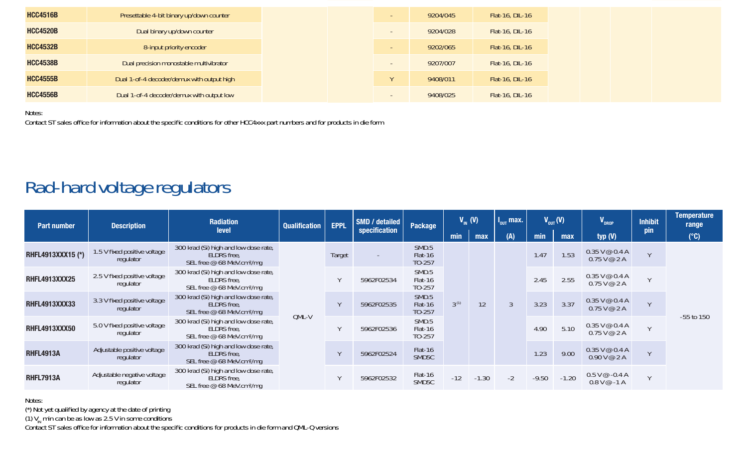| HCC4516B | Presettable 4-bit binary up/down counter | | | - | 9204/045 | Flat-16, DIL-16 | | | |
|---|---|---|---|---|---|---|---|---|---|
| HCC4520B | Dual binary up/down counter | | | - | 9204/028 | Flat-16, DIL-16 | | | |
| HCC4532B | 8-input priority encoder | | | - | 9202/065 | Flat-16, DIL-16 | | | |
| HCC4538B | Dual precision monostable multivibrator | | | - | 9207/007 | Flat-16, DIL-16 | | | |
| HCC4555B | Dual 1-of-4 decoder/demux with output high | | | Y | 9408/011 | Flat-16, DIL-16 | | | |
| HCC4556B | Dual 1-of-4 decoder/demux with output low | | | - | 9408/025 | Flat-16, DIL-16 | | | |

Notes:
Contact ST sales office for information about the specific conditions for other HCC4xxx part numbers and for products in die form

# Rad-hard voltage regulators

| Part number | Description | Radiation level | Qualification | EPPL | SMD / detailed specification | Package | $V_{IN}$ (V) | | $I_{OUT}$ max. | $V_{OUT}$ (V) | | $V_{DROP}$ | Inhibit pin | Temperature range |
|---|---|---|---|---|---|---|---|---|---|---|---|---|---|---|
| | | | | | | | min | max | (A) | min | max | typ (V) | | (°C) |
| RHFL4913XXX15 (*) | 1.5 V fixed positive voltage regulator | 300 krad (Si) high and low dose rate, ELDRS free, SEL free @ 68 MeV.cm²/mg | QML-V | Target | - | SMD.5 Flat-16 TO-257 | 3 (1) | 12 | 3 | 1.47 | 1.53 | 0.35 V @ 0.4 A 0.75 V @ 2 A | Y | -55 to 150 |
| RHFL4913XXX25 | 2.5 V fixed positive voltage regulator | 300 krad (Si) high and low dose rate, ELDRS free, SEL free @ 68 MeV.cm²/mg | QML-V | Y | 5962F02534 | SMD.5 Flat-16 TO-257 | 3 (1) | 12 | 3 | 2.45 | 2.55 | 0.35 V @ 0.4 A 0.75 V @ 2 A | Y | -55 to 150 |
| RHFL4913XXX33 | 3.3 V fixed positive voltage regulator | 300 krad (Si) high and low dose rate, ELDRS free, SEL free @ 68 MeV.cm²/mg | QML-V | Y | 5962F02535 | SMD.5 Flat-16 TO-257 | 3 (1) | 12 | 3 | 3.23 | 3.37 | 0.35 V @ 0.4 A 0.75 V @ 2 A | Y | -55 to 150 |
| RHFL4913XXX50 | 5.0 V fixed positive voltage regulator | 300 krad (Si) high and low dose rate, ELDRS free, SEL free @ 68 MeV.cm²/mg | QML-V | Y | 5962F02536 | SMD.5 Flat-16 TO-257 | 3 (1) | 12 | 3 | 4.90 | 5.10 | 0.35 V @ 0.4 A 0.75 V @ 2 A | Y | -55 to 150 |
| RHFL4913A | Adjustable positive voltage regulator | 300 krad (Si) high and low dose rate, ELDRS free, SEL free @ 68 MeV.cm²/mg | QML-V | Y | 5962F02524 | Flat-16 SMD5C | 3 (1) | 12 | 3 | 1.23 | 9.00 | 0.35 V @ 0.4 A 0.90 V @ 2 A | Y | -55 to 150 |
| RHFL7913A | Adjustable negative voltage regulator | 300 krad (Si) high and low dose rate, ELDRS free, SEL free @ 68 MeV.cm²/mg | QML-V | Y | 5962F02532 | Flat-16 SMD5C | -12 | -1.30 | -2 | -9.50 | -1.20 | 0.5 V @ -0.4 A 0.8 V @ -1 A | Y | -55 to 150 |

Notes:
(*) Not yet qualified by agency at the date of printing
(1) $V_{IN}$ min can be as low as 2.5 V in some conditions
Contact ST sales office for information about the specific conditions for products in die form and QML-Q versions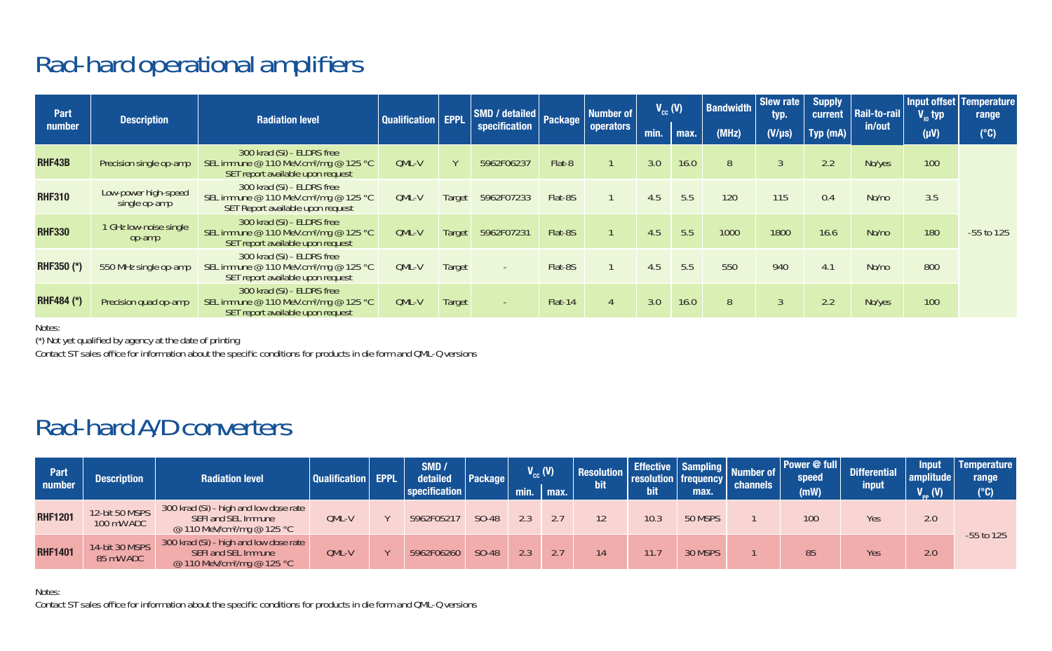# Rad-hard operational amplifiers

| Part number | Description | Radiation level | Qualification | EPPL | SMD / detailed specification | Package | Number of operators | $V_{CC}$ (V) | | Bandwidth | Slew rate typ. | Supply current | Rail-to-rail in/out | Input offset $V_{IO}$ typ | Temperature range |
|---|---|---|---|---|---|---|---|---|---|---|---|---|---|---|---|
| | | | | | | | | min. | max. | (MHz) | (V/µs) | Typ (mA) | | (µV) | (°C) |
| **RHF43B** | Precision single op-amp | 300 krad (Si) - ELDRS free SEL immune @ 110 MeV.cm²/mg @ 125 °C SET report available upon request | QML-V | Y | 5962F06237 | Flat-8 | 1 | 3.0 | 16.0 | 8 | 3 | 2.2 | No/yes | 100 | -55 to 125 |
| **RHF310** | Low-power high-speed single op-amp | 300 krad (Si) - ELDRS free SEL immune @ 110 MeV.cm²/mg @ 125 °C SET Report available upon request | QML-V | Target | 5962F07233 | Flat-8S | 1 | 4.5 | 5.5 | 120 | 115 | 0.4 | No/no | 3.5 | -55 to 125 |
| **RHF330** | 1 GHz low-noise single op-amp | 300 krad (Si) - ELDRS free SEL immune @ 110 MeV.cm²/mg @ 125 °C SET report available upon request | QML-V | Target | 5962F07231 | Flat-8S | 1 | 4.5 | 5.5 | 1000 | 1800 | 16.6 | No/no | 180 | -55 to 125 |
| **RHF350 (*)** | 550 MHz single op-amp | 300 krad (Si) - ELDRS free SEL immune @ 110 MeV.cm²/mg @ 125 °C SET report available upon request | QML-V | Target | - | Flat-8S | 1 | 4.5 | 5.5 | 550 | 940 | 4.1 | No/no | 800 | -55 to 125 |
| **RHF484 (*)** | Precision quad op-amp | 300 krad (Si) - ELDRS free SEL immune @ 110 MeV.cm²/mg @ 125 °C SET report available upon request | QML-V | Target | - | Flat-14 | 4 | 3.0 | 16.0 | 8 | 3 | 2.2 | No/yes | 100 | -55 to 125 |

Notes:

(*) Not yet qualified by agency at the date of printing

Contact ST sales office for information about the specific conditions for products in die form and QML-Q versions

# Rad-hard A/D converters

| Part number | Description | Radiation level | Qualification | EPPL | SMD / detailed specification | Package | $V_{CC}$ (V) | | Resolution bit | Effective resolution bit | Sampling frequency max. | Number of channels | Power @ full speed (mW) | Differential input | Input amplitude $V_{PP}$ (V) | Temperature range (°C) |
|---|---|---|---|---|---|---|---|---|---|---|---|---|---|---|---|---|
| | | | | | | | min. | max. | | | | | | | | |
| **RHF1201** | 12-bit 50 MSPS 100 mW ADC | 300 krad (Si) - high and low dose rate SEFI and SEL Immune @ 110 MeV/cm²/mg @ 125 °C | QML-V | Y | 5962F05217 | SO-48 | 2.3 | 2.7 | 12 | 10.3 | 50 MSPS | 1 | 100 | Yes | 2.0 | -55 to 125 |
| **RHF1401** | 14-bit 30 MSPS 85 mW ADC | 300 krad (Si) - high and low dose rate SEFI and SEL Immune @ 110 MeV/cm²/mg @ 125 °C | QML-V | Y | 5962F06260 | SO-48 | 2.3 | 2.7 | 14 | 11.7 | 30 MSPS | 1 | 85 | Yes | 2.0 | -55 to 125 |

Notes:

Contact ST sales office for information about the specific conditions for products in die form and QML-Q versions